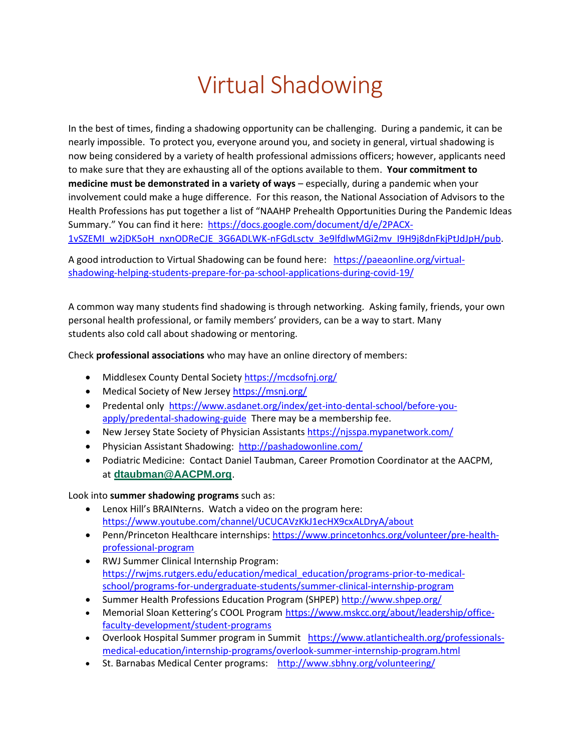# Virtual Shadowing

In the best of times, finding a shadowing opportunity can be challenging. During a pandemic, it can be nearly impossible. To protect you, everyone around you, and society in general, virtual shadowing is now being considered by a variety of health professional admissions officers; however, applicants need to make sure that they are exhausting all of the options available to them. **Your commitment to medicine must be demonstrated in a variety of ways** – especially, during a pandemic when your involvement could make a huge difference. For this reason, the National Association of Advisors to the Health Professions has put together a list of "NAAHP Prehealth Opportunities During the Pandemic Ideas Summary." You can find it here: https://docs.google.com/document/d/e/2PACX-1vSZEMI_w2jDK5oH_nxnODReCJE_3G6ADLWK-nFGdLsctv_3e9lfdlwMGi2mv_I9H9j8dnFkjPtJdJpH/pub.

A good introduction to Virtual Shadowing can be found here: https://paeaonline.org/virtual-shadowing-helping-students-prepare-for-pa-school-applications-during-covid-19/

A common way many students find shadowing is through networking. Asking family, friends, your own personal health professional, or family members' providers, can be a way to start. Many students also cold call about shadowing or mentoring.

Check **professional associations** who may have an online directory of members:

- Middlesex County Dental Society https://mcdsofnj.org/
- Medical Society of New Jersey https://msnj.org/
- Predental only https://www.asdanet.org/index/get-into-dental-school/before-you-apply/predental-shadowing-guide There may be a membership fee.
- New Jersey State Society of Physician Assistants https://njsspa.mypanetwork.com/
- Physician Assistant Shadowing: http://pashadowonline.com/
- Podiatric Medicine: Contact Daniel Taubman, Career Promotion Coordinator at the AACPM, at **dtaubman@AACPM.org**.

Look into **summer shadowing programs** such as:

- Lenox Hill's BRAINterns. Watch a video on the program here: https://www.youtube.com/channel/UCUCAVzKkJ1ecHX9cxALDryA/about
- Penn/Princeton Healthcare internships: https://www.princetonhcs.org/volunteer/pre-health-professional-program
- RWJ Summer Clinical Internship Program: https://rwjms.rutgers.edu/education/medical_education/programs-prior-to-medical-school/programs-for-undergraduate-students/summer-clinical-internship-program
- Summer Health Professions Education Program (SHPEP) http://www.shpep.org/
- Memorial Sloan Kettering's COOL Program https://www.mskcc.org/about/leadership/office-faculty-development/student-programs
- Overlook Hospital Summer program in Summit https://www.atlantichealth.org/professionals-medical-education/internship-programs/overlook-summer-internship-program.html
- St. Barnabas Medical Center programs: http://www.sbhny.org/volunteering/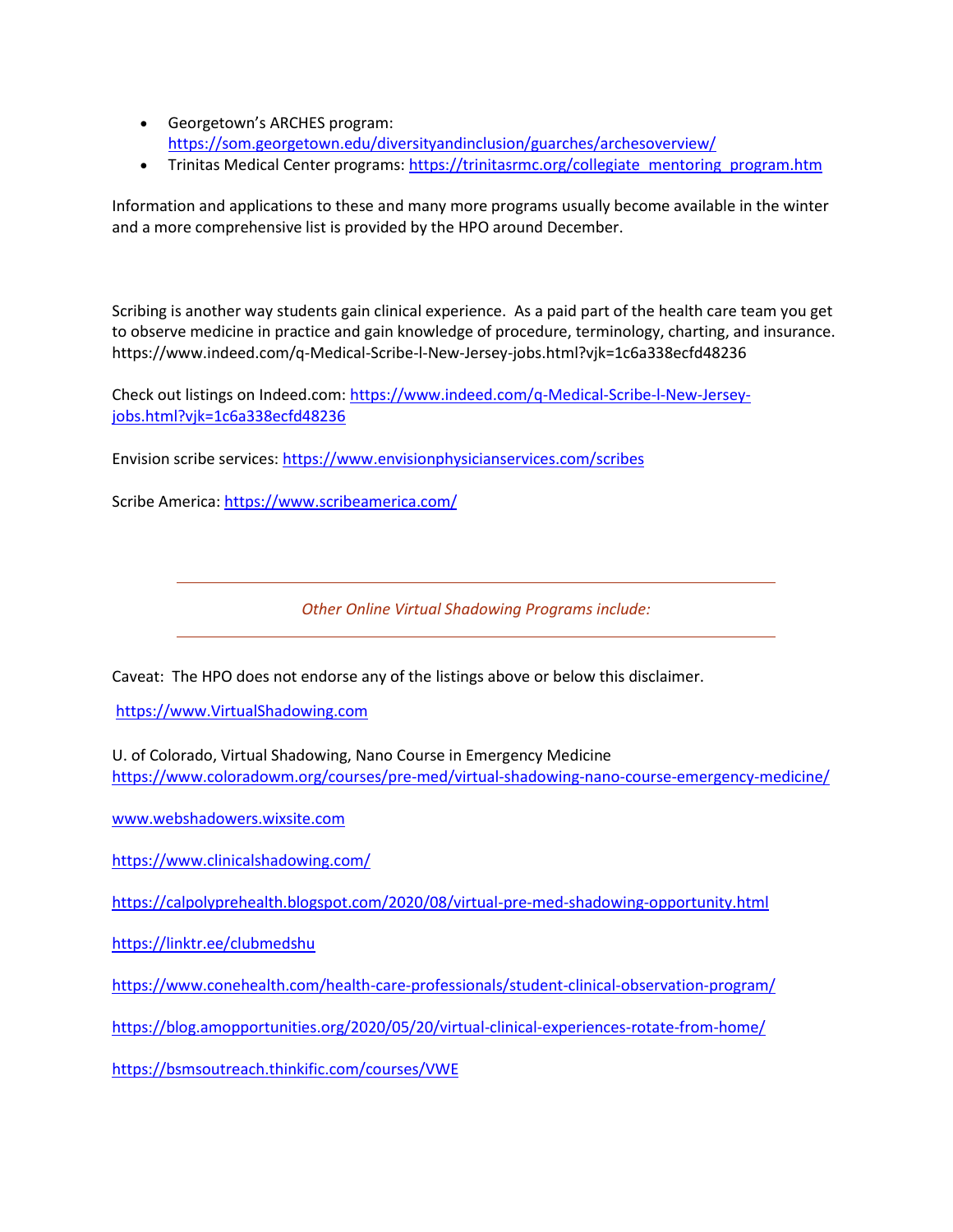- Georgetown's ARCHES program: https://som.georgetown.edu/diversityandinclusion/guarches/archesoverview/
- Trinitas Medical Center programs: https://trinitasrmc.org/collegiate_mentoring_program.htm

Information and applications to these and many more programs usually become available in the winter and a more comprehensive list is provided by the HPO around December.

Scribing is another way students gain clinical experience. As a paid part of the health care team you get to observe medicine in practice and gain knowledge of procedure, terminology, charting, and insurance. https://www.indeed.com/q-Medical-Scribe-l-New-Jersey-jobs.html?vjk=1c6a338ecfd48236

Check out listings on Indeed.com: https://www.indeed.com/q-Medical-Scribe-l-New-Jersey-jobs.html?vjk=1c6a338ecfd48236

Envision scribe services: https://www.envisionphysicianservices.com/scribes

Scribe America: https://www.scribeamerica.com/

---

*Other Online Virtual Shadowing Programs include:*

---

Caveat: The HPO does not endorse any of the listings above or below this disclaimer.

https://www.VirtualShadowing.com

U. of Colorado, Virtual Shadowing, Nano Course in Emergency Medicine
https://www.coloradowm.org/courses/pre-med/virtual-shadowing-nano-course-emergency-medicine/

www.webshadowers.wixsite.com

https://www.clinicalshadowing.com/

https://calpolyprehealth.blogspot.com/2020/08/virtual-pre-med-shadowing-opportunity.html

https://linktr.ee/clubmedshu

https://www.conehealth.com/health-care-professionals/student-clinical-observation-program/

https://blog.amopportunities.org/2020/05/20/virtual-clinical-experiences-rotate-from-home/

https://bsmsoutreach.thinkific.com/courses/VWE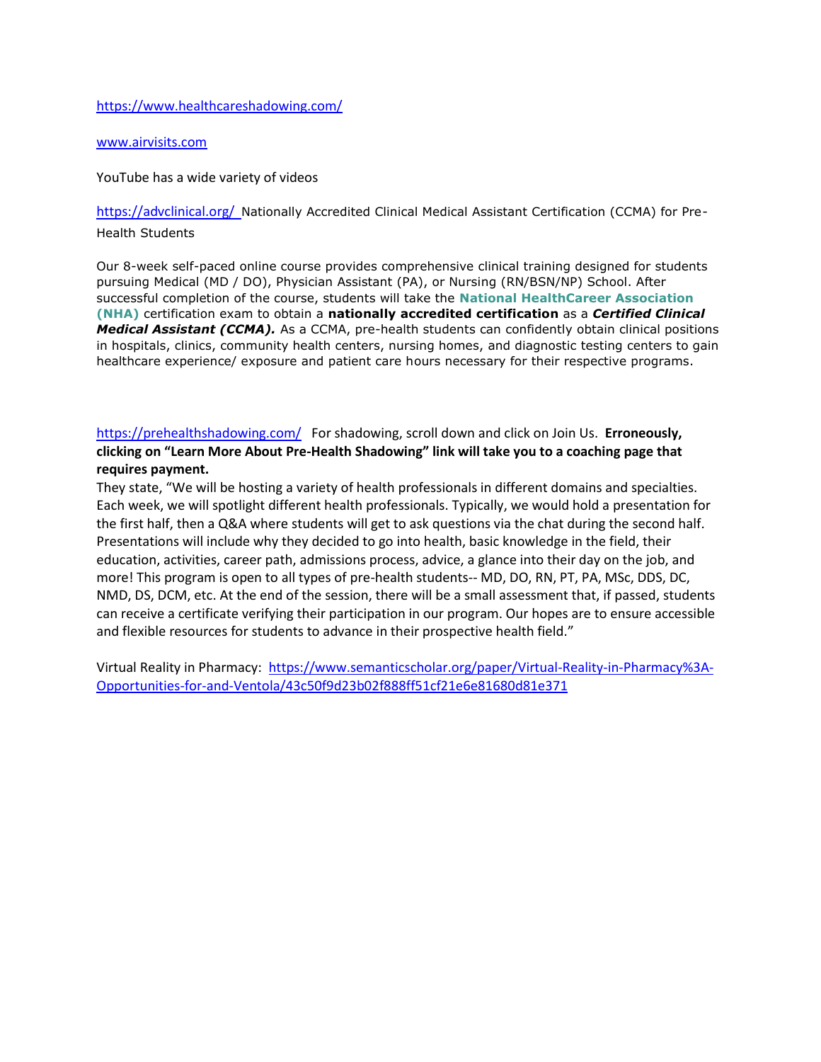https://www.healthcareshadowing.com/

www.airvisits.com

YouTube has a wide variety of videos

https://advclinical.org/ Nationally Accredited Clinical Medical Assistant Certification (CCMA) for Pre-Health Students

Our 8-week self-paced online course provides comprehensive clinical training designed for students pursuing Medical (MD / DO), Physician Assistant (PA), or Nursing (RN/BSN/NP) School. After successful completion of the course, students will take the **National HealthCareer Association (NHA)** certification exam to obtain a **nationally accredited certification** as a ***Certified Clinical Medical Assistant (CCMA).*** As a CCMA, pre-health students can confidently obtain clinical positions in hospitals, clinics, community health centers, nursing homes, and diagnostic testing centers to gain healthcare experience/ exposure and patient care hours necessary for their respective programs.

https://prehealthshadowing.com/ For shadowing, scroll down and click on Join Us. **Erroneously, clicking on "Learn More About Pre-Health Shadowing" link will take you to a coaching page that requires payment.**

They state, "We will be hosting a variety of health professionals in different domains and specialties. Each week, we will spotlight different health professionals. Typically, we would hold a presentation for the first half, then a Q&A where students will get to ask questions via the chat during the second half. Presentations will include why they decided to go into health, basic knowledge in the field, their education, activities, career path, admissions process, advice, a glance into their day on the job, and more! This program is open to all types of pre-health students-- MD, DO, RN, PT, PA, MSc, DDS, DC, NMD, DS, DCM, etc. At the end of the session, there will be a small assessment that, if passed, students can receive a certificate verifying their participation in our program. Our hopes are to ensure accessible and flexible resources for students to advance in their prospective health field."

Virtual Reality in Pharmacy: https://www.semanticscholar.org/paper/Virtual-Reality-in-Pharmacy%3A-Opportunities-for-and-Ventola/43c50f9d23b02f888ff51cf21e6e81680d81e371